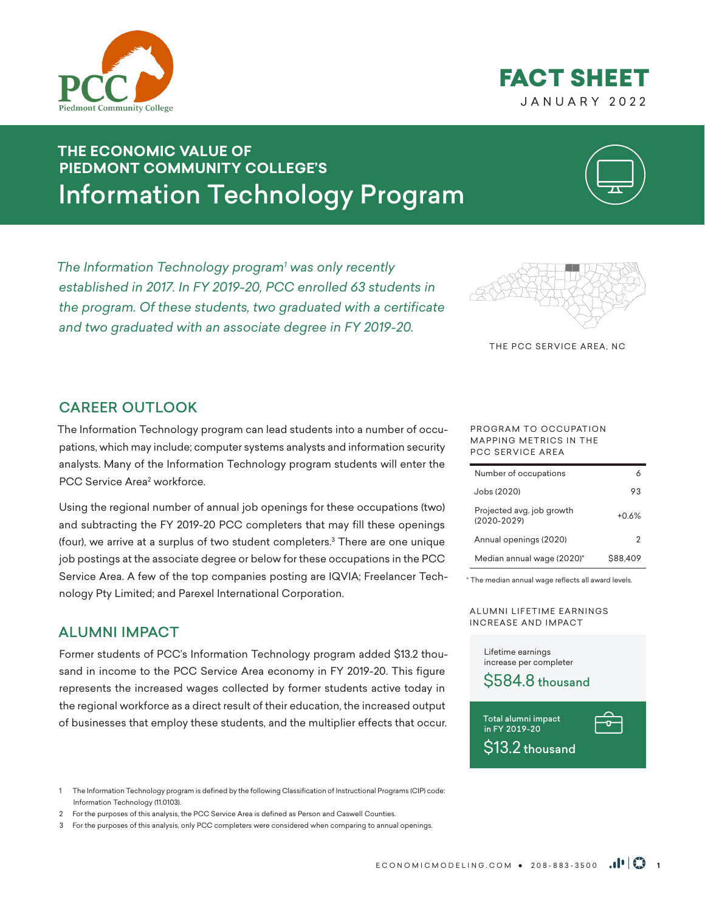PCC
Piedmont Community College

# FACT SHEET

JANUARY 2022

## THE ECONOMIC VALUE OF PIEDMONT COMMUNITY COLLEGE'S Information Technology Program

*The Information Technology program[1] was only recently established in 2017. In FY 2019-20, PCC enrolled 63 students in the program. Of these students, two graduated with a certificate and two graduated with an associate degree in FY 2019-20.*

THE PCC SERVICE AREA, NC

## CAREER OUTLOOK

The Information Technology program can lead students into a number of occupations, which may include; computer systems analysts and information security analysts. Many of the Information Technology program students will enter the PCC Service Area[2] workforce.

Using the regional number of annual job openings for these occupations (two) and subtracting the FY 2019-20 PCC completers that may fill these openings (four), we arrive at a surplus of two student completers.[3] There are one unique job postings at the associate degree or below for these occupations in the PCC Service Area. A few of the top companies posting are IQVIA; Freelancer Technology Pty Limited; and Parexel International Corporation.

PROGRAM TO OCCUPATION MAPPING METRICS IN THE PCC SERVICE AREA

| | |
|---|---|
| Number of occupations | 6 |
| Jobs (2020) | 93 |
| Projected avg. job growth (2020-2029) | +0.6% |
| Annual openings (2020) | 2 |
| Median annual wage (2020)* | $88,409 |

\* The median annual wage reflects all award levels.

## ALUMNI IMPACT

Former students of PCC's Information Technology program added $13.2 thousand in income to the PCC Service Area economy in FY 2019-20. This figure represents the increased wages collected by former students active today in the regional workforce as a direct result of their education, the increased output of businesses that employ these students, and the multiplier effects that occur.

ALUMNI LIFETIME EARNINGS INCREASE AND IMPACT

Lifetime earnings increase per completer
**$584.8 thousand**

Total alumni impact in FY 2019-20
**$13.2 thousand**

1 The Information Technology program is defined by the following Classification of Instructional Programs (CIP) code: Information Technology (11.0103).

2 For the purposes of this analysis, the PCC Service Area is defined as Person and Caswell Counties.

3 For the purposes of this analysis, only PCC completers were considered when comparing to annual openings.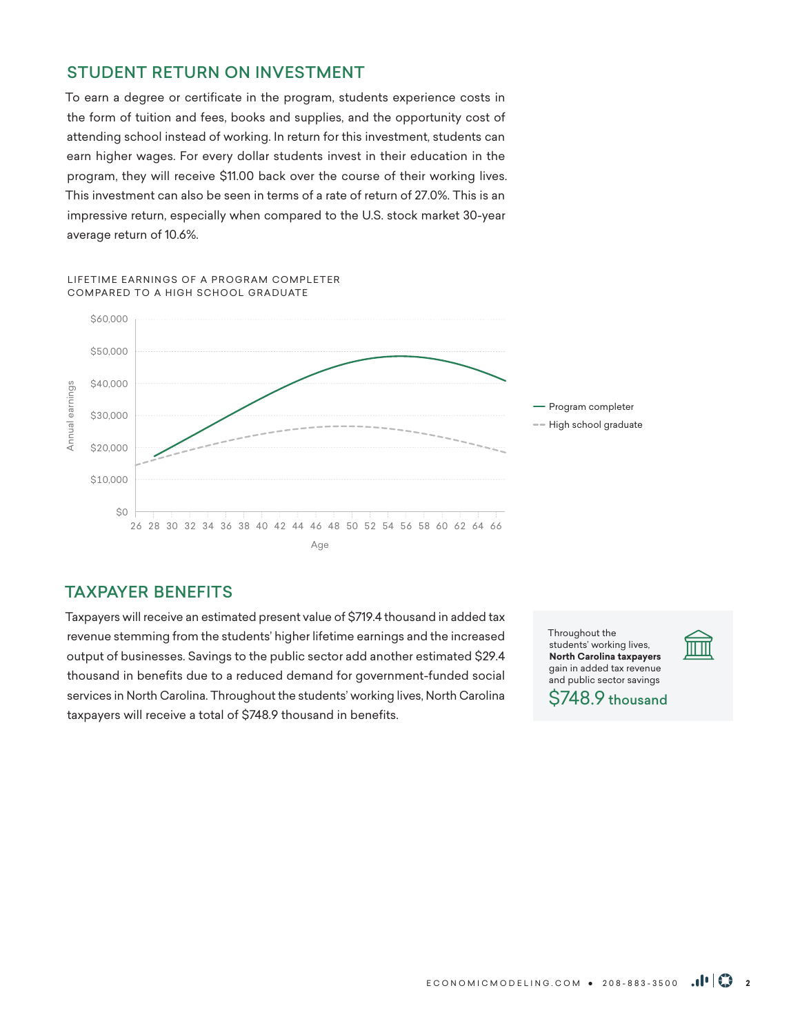## STUDENT RETURN ON INVESTMENT

To earn a degree or certificate in the program, students experience costs in the form of tuition and fees, books and supplies, and the opportunity cost of attending school instead of working. In return for this investment, students can earn higher wages. For every dollar students invest in their education in the program, they will receive $11.00 back over the course of their working lives. This investment can also be seen in terms of a rate of return of 27.0%. This is an impressive return, especially when compared to the U.S. stock market 30-year average return of 10.6%.

LIFETIME EARNINGS OF A PROGRAM COMPLETER COMPARED TO A HIGH SCHOOL GRADUATE

Annual earnings

$60,000
$50,000
$40,000
$30,000
$20,000
$10,000
$0

26 28 30 32 34 36 38 40 42 44 46 48 50 52 54 56 58 60 62 64 66

Age

Program completer
High school graduate

## TAXPAYER BENEFITS

Taxpayers will receive an estimated present value of $719.4 thousand in added tax revenue stemming from the students' higher lifetime earnings and the increased output of businesses. Savings to the public sector add another estimated $29.4 thousand in benefits due to a reduced demand for government-funded social services in North Carolina. Throughout the students' working lives, North Carolina taxpayers will receive a total of $748.9 thousand in benefits.

Throughout the students' working lives, **North Carolina taxpayers** gain in added tax revenue and public sector savings

$748.9 thousand